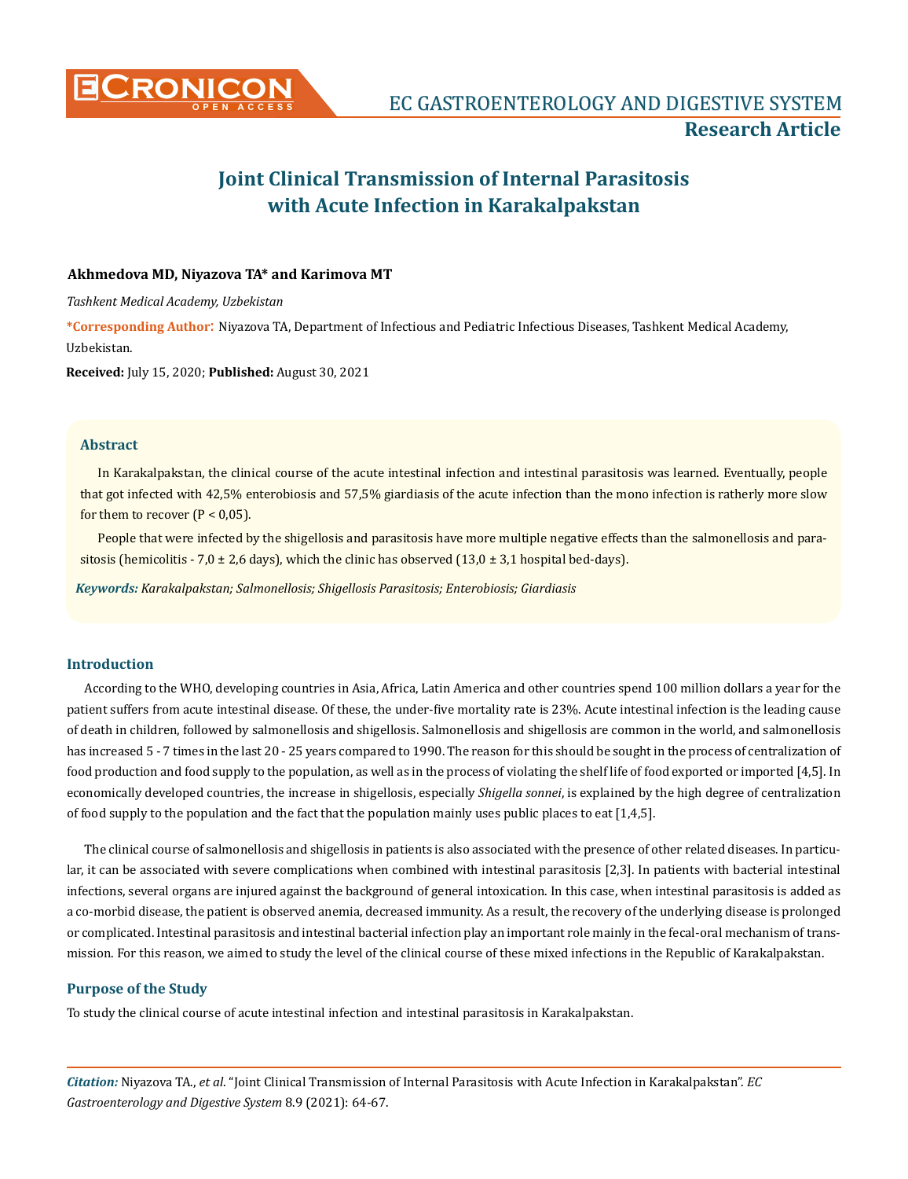# Joint Clinical Transmission of Internal Parasitosis with Acute Infection in Karakalpakstan

**Akhmedova MD, Niyazova TA* and Karimova MT**

*Tashkent Medical Academy, Uzbekistan*

***Corresponding Author:** Niyazova TA, Department of Infectious and Pediatric Infectious Diseases, Tashkent Medical Academy, Uzbekistan.

**Received:** July 15, 2020; **Published:** August 30, 2021

## Abstract

In Karakalpakstan, the clinical course of the acute intestinal infection and intestinal parasitosis was learned. Eventually, people that got infected with 42,5% enterobiosis and 57,5% giardiasis of the acute infection than the mono infection is ratherly more slow for them to recover (P < 0,05).

People that were infected by the shigellosis and parasitosis have more multiple negative effects than the salmonellosis and parasitosis (hemicolitis - 7,0 ± 2,6 days), which the clinic has observed (13,0 ± 3,1 hospital bed-days).

***Keywords:** Karakalpakstan; Salmonellosis; Shigellosis Parasitosis; Enterobiosis; Giardiasis*

## Introduction

According to the WHO, developing countries in Asia, Africa, Latin America and other countries spend 100 million dollars a year for the patient suffers from acute intestinal disease. Of these, the under-five mortality rate is 23%. Acute intestinal infection is the leading cause of death in children, followed by salmonellosis and shigellosis. Salmonellosis and shigellosis are common in the world, and salmonellosis has increased 5 - 7 times in the last 20 - 25 years compared to 1990. The reason for this should be sought in the process of centralization of food production and food supply to the population, as well as in the process of violating the shelf life of food exported or imported [4,5]. In economically developed countries, the increase in shigellosis, especially *Shigella sonnei*, is explained by the high degree of centralization of food supply to the population and the fact that the population mainly uses public places to eat [1,4,5].

The clinical course of salmonellosis and shigellosis in patients is also associated with the presence of other related diseases. In particular, it can be associated with severe complications when combined with intestinal parasitosis [2,3]. In patients with bacterial intestinal infections, several organs are injured against the background of general intoxication. In this case, when intestinal parasitosis is added as a co-morbid disease, the patient is observed anemia, decreased immunity. As a result, the recovery of the underlying disease is prolonged or complicated. Intestinal parasitosis and intestinal bacterial infection play an important role mainly in the fecal-oral mechanism of transmission. For this reason, we aimed to study the level of the clinical course of these mixed infections in the Republic of Karakalpakstan.

## Purpose of the Study

To study the clinical course of acute intestinal infection and intestinal parasitosis in Karakalpakstan.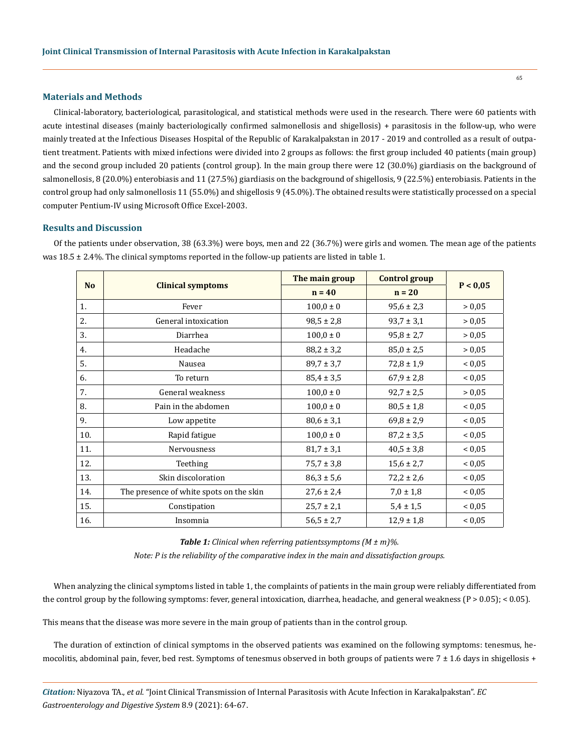## Materials and Methods

Clinical-laboratory, bacteriological, parasitological, and statistical methods were used in the research. There were 60 patients with acute intestinal diseases (mainly bacteriologically confirmed salmonellosis and shigellosis) + parasitosis in the follow-up, who were mainly treated at the Infectious Diseases Hospital of the Republic of Karakalpakstan in 2017 - 2019 and controlled as a result of outpatient treatment. Patients with mixed infections were divided into 2 groups as follows: the first group included 40 patients (main group) and the second group included 20 patients (control group). In the main group there were 12 (30.0%) giardiasis on the background of salmonellosis, 8 (20.0%) enterobiasis and 11 (27.5%) giardiasis on the background of shigellosis, 9 (22.5%) enterobiasis. Patients in the control group had only salmonellosis 11 (55.0%) and shigellosis 9 (45.0%). The obtained results were statistically processed on a special computer Pentium-IV using Microsoft Office Excel-2003.

## Results and Discussion

Of the patients under observation, 38 (63.3%) were boys, men and 22 (36.7%) were girls and women. The mean age of the patients was 18.5 ± 2.4%. The clinical symptoms reported in the follow-up patients are listed in table 1.

| No | Clinical symptoms | The main group | Control group | P < 0,05 |
|---|---|---|---|---|
| | | n = 40 | n = 20 | |
| 1. | Fever | 100,0 ± 0 | 95,6 ± 2,3 | > 0,05 |
| 2. | General intoxication | 98,5 ± 2,8 | 93,7 ± 3,1 | > 0,05 |
| 3. | Diarrhea | 100,0 ± 0 | 95,8 ± 2,7 | > 0,05 |
| 4. | Headache | 88,2 ± 3,2 | 85,0 ± 2,5 | > 0,05 |
| 5. | Nausea | 89,7 ± 3,7 | 72,8 ± 1,9 | < 0,05 |
| 6. | To return | 85,4 ± 3,5 | 67,9 ± 2,8 | < 0,05 |
| 7. | General weakness | 100,0 ± 0 | 92,7 ± 2,5 | > 0,05 |
| 8. | Pain in the abdomen | 100,0 ± 0 | 80,5 ± 1,8 | < 0,05 |
| 9. | Low appetite | 80,6 ± 3,1 | 69,8 ± 2,9 | < 0,05 |
| 10. | Rapid fatigue | 100,0 ± 0 | 87,2 ± 3,5 | < 0,05 |
| 11. | Nervousness | 81,7 ± 3,1 | 40,5 ± 3,8 | < 0,05 |
| 12. | Teething | 75,7 ± 3,8 | 15,6 ± 2,7 | < 0,05 |
| 13. | Skin discoloration | 86,3 ± 5,6 | 72,2 ± 2,6 | < 0,05 |
| 14. | The presence of white spots on the skin | 27,6 ± 2,4 | 7,0 ± 1,8 | < 0,05 |
| 15. | Constipation | 25,7 ± 2,1 | 5,4 ± 1,5 | < 0,05 |
| 16. | Insomnia | 56,5 ± 2,7 | 12,9 ± 1,8 | < 0,05 |

***Table 1:** Clinical when referring patientssymptoms (M ± m)%.*

*Note: P is the reliability of the comparative index in the main and dissatisfaction groups.*

When analyzing the clinical symptoms listed in table 1, the complaints of patients in the main group were reliably differentiated from the control group by the following symptoms: fever, general intoxication, diarrhea, headache, and general weakness ($P > 0.05$); < 0.05).

This means that the disease was more severe in the main group of patients than in the control group.

The duration of extinction of clinical symptoms in the observed patients was examined on the following symptoms: tenesmus, hemocolitis, abdominal pain, fever, bed rest. Symptoms of tenesmus observed in both groups of patients were 7 ± 1.6 days in shigellosis +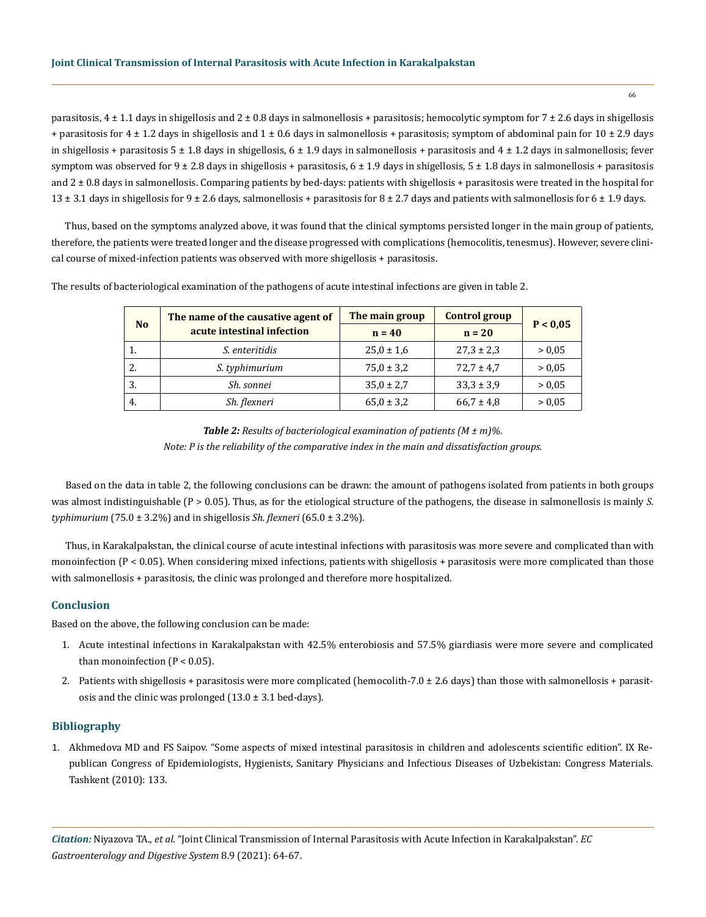parasitosis, 4 ± 1.1 days in shigellosis and 2 ± 0.8 days in salmonellosis + parasitosis; hemocolytic symptom for 7 ± 2.6 days in shigellosis + parasitosis for 4 ± 1.2 days in shigellosis and 1 ± 0.6 days in salmonellosis + parasitosis; symptom of abdominal pain for 10 ± 2.9 days in shigellosis + parasitosis 5 ± 1.8 days in shigellosis, 6 ± 1.9 days in salmonellosis + parasitosis and 4 ± 1.2 days in salmonellosis; fever symptom was observed for 9 ± 2.8 days in shigellosis + parasitosis, 6 ± 1.9 days in shigellosis, 5 ± 1.8 days in salmonellosis + parasitosis and 2 ± 0.8 days in salmonellosis. Comparing patients by bed-days: patients with shigellosis + parasitosis were treated in the hospital for 13 ± 3.1 days in shigellosis for 9 ± 2.6 days, salmonellosis + parasitosis for 8 ± 2.7 days and patients with salmonellosis for 6 ± 1.9 days.

Thus, based on the symptoms analyzed above, it was found that the clinical symptoms persisted longer in the main group of patients, therefore, the patients were treated longer and the disease progressed with complications (hemocolitis, tenesmus). However, severe clinical course of mixed-infection patients was observed with more shigellosis + parasitosis.

The results of bacteriological examination of the pathogens of acute intestinal infections are given in table 2.

| No | The name of the causative agent of acute intestinal infection | The main group n = 40 | Control group n = 20 | P < 0,05 |
|---|---|---|---|---|
| 1. | *S. enteritidis* | 25,0 ± 1,6 | 27,3 ± 2,3 | > 0,05 |
| 2. | *S. typhimurium* | 75,0 ± 3,2 | 72,7 ± 4,7 | > 0,05 |
| 3. | *Sh. sonnei* | 35,0 ± 2,7 | 33,3 ± 3,9 | > 0,05 |
| 4. | *Sh. flexneri* | 65,0 ± 3,2 | 66,7 ± 4,8 | > 0,05 |

***Table 2:** Results of bacteriological examination of patients (M ± m)%.*
*Note: P is the reliability of the comparative index in the main and dissatisfaction groups.*

Based on the data in table 2, the following conclusions can be drawn: the amount of pathogens isolated from patients in both groups was almost indistinguishable (P > 0.05). Thus, as for the etiological structure of the pathogens, the disease in salmonellosis is mainly *S. typhimurium* (75.0 ± 3.2%) and in shigellosis *Sh. flexneri* (65.0 ± 3.2%).

Thus, in Karakalpakstan, the clinical course of acute intestinal infections with parasitosis was more severe and complicated than with monoinfection (P < 0.05). When considering mixed infections, patients with shigellosis + parasitosis were more complicated than those with salmonellosis + parasitosis, the clinic was prolonged and therefore more hospitalized.

## Conclusion

Based on the above, the following conclusion can be made:

1. Acute intestinal infections in Karakalpakstan with 42.5% enterobiosis and 57.5% giardiasis were more severe and complicated than monoinfection (P < 0.05).
2. Patients with shigellosis + parasitosis were more complicated (hemocolith-7.0 ± 2.6 days) than those with salmonellosis + parasitosis and the clinic was prolonged (13.0 ± 3.1 bed-days).

## Bibliography

1. Akhmedova MD and FS Saipov. "Some aspects of mixed intestinal parasitosis in children and adolescents scientific edition". IX Republican Congress of Epidemiologists, Hygienists, Sanitary Physicians and Infectious Diseases of Uzbekistan: Congress Materials. Tashkent (2010): 133.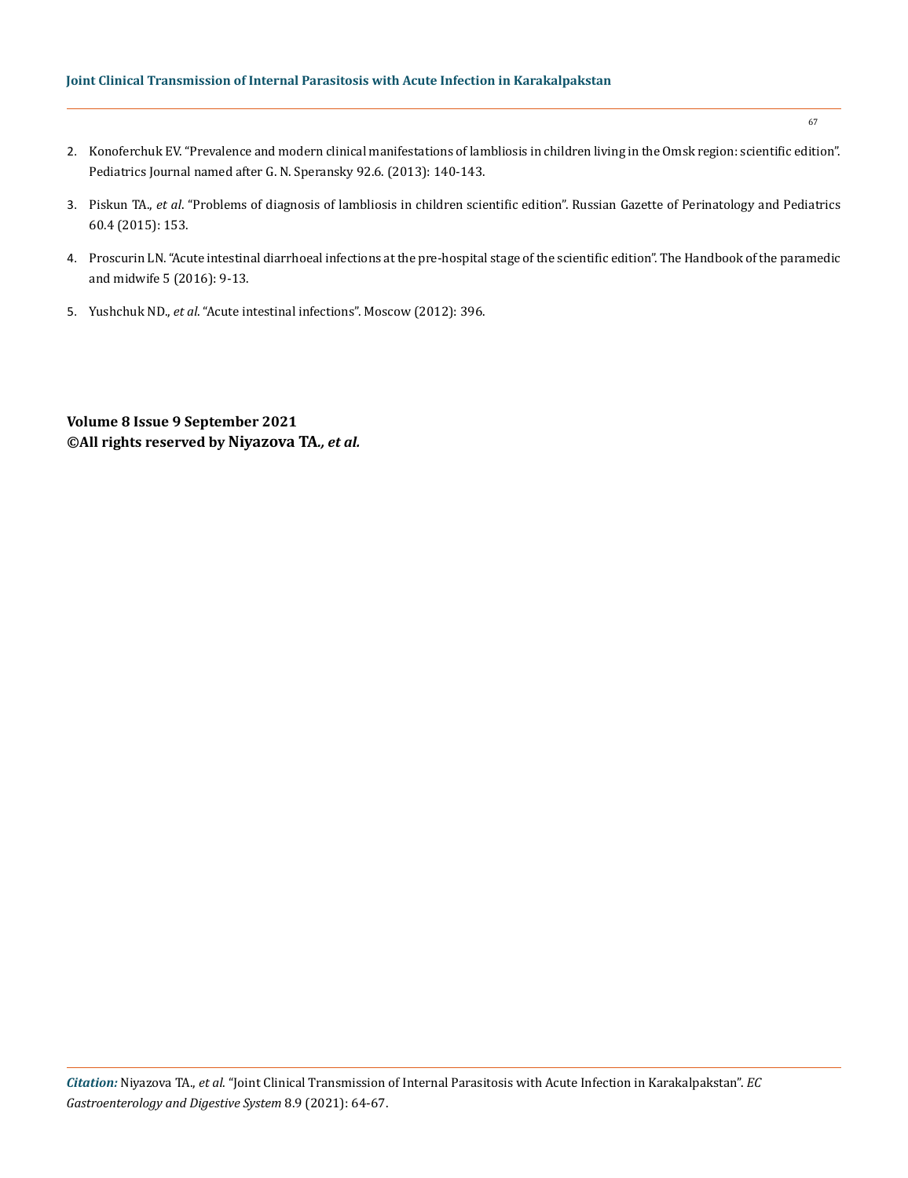2. Konoferchuk EV. "Prevalence and modern clinical manifestations of lambliosis in children living in the Omsk region: scientific edition". Pediatrics Journal named after G. N. Speransky 92.6. (2013): 140-143.
3. Piskun TA., *et al*. "Problems of diagnosis of lambliosis in children scientific edition". Russian Gazette of Perinatology and Pediatrics 60.4 (2015): 153.
4. Proscurin LN. "Acute intestinal diarrhoeal infections at the pre-hospital stage of the scientific edition". The Handbook of the paramedic and midwife 5 (2016): 9-13.
5. Yushchuk ND., *et al*. "Acute intestinal infections". Moscow (2012): 396.

**Volume 8 Issue 9 September 2021**
**©All rights reserved by Niyazova TA*., et al.***